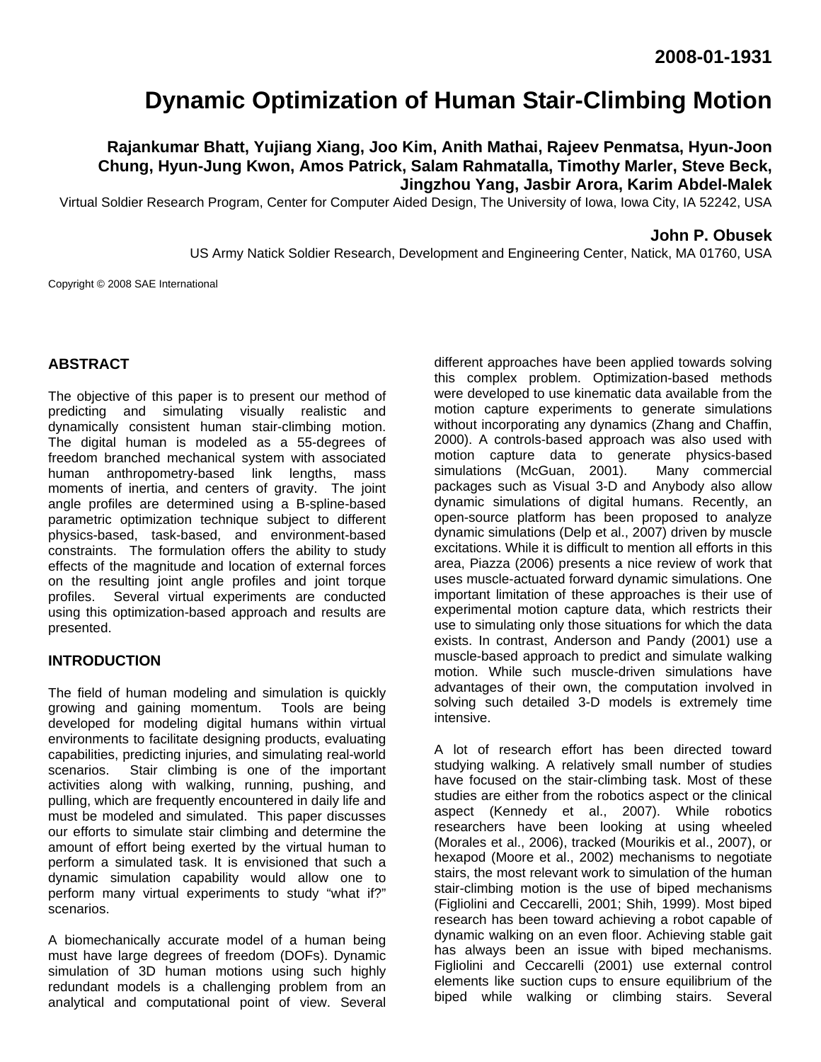2008-01-1931

# Dynamic Optimization of Human Stair-Climbing Motion

**Rajankumar Bhatt, Yujiang Xiang, Joo Kim, Anith Mathai, Rajeev Penmatsa, Hyun-Joon Chung, Hyun-Jung Kwon, Amos Patrick, Salam Rahmatalla, Timothy Marler, Steve Beck, Jingzhou Yang, Jasbir Arora, Karim Abdel-Malek**

Virtual Soldier Research Program, Center for Computer Aided Design, The University of Iowa, Iowa City, IA 52242, USA

**John P. Obusek**

US Army Natick Soldier Research, Development and Engineering Center, Natick, MA 01760, USA

Copyright © 2008 SAE International

## ABSTRACT

The objective of this paper is to present our method of predicting and simulating visually realistic and dynamically consistent human stair-climbing motion. The digital human is modeled as a 55-degrees of freedom branched mechanical system with associated human anthropometry-based link lengths, mass moments of inertia, and centers of gravity. The joint angle profiles are determined using a B-spline-based parametric optimization technique subject to different physics-based, task-based, and environment-based constraints. The formulation offers the ability to study effects of the magnitude and location of external forces on the resulting joint angle profiles and joint torque profiles. Several virtual experiments are conducted using this optimization-based approach and results are presented.

## INTRODUCTION

The field of human modeling and simulation is quickly growing and gaining momentum. Tools are being developed for modeling digital humans within virtual environments to facilitate designing products, evaluating capabilities, predicting injuries, and simulating real-world scenarios. Stair climbing is one of the important activities along with walking, running, pushing, and pulling, which are frequently encountered in daily life and must be modeled and simulated. This paper discusses our efforts to simulate stair climbing and determine the amount of effort being exerted by the virtual human to perform a simulated task. It is envisioned that such a dynamic simulation capability would allow one to perform many virtual experiments to study "what if?" scenarios.

A biomechanically accurate model of a human being must have large degrees of freedom (DOFs). Dynamic simulation of 3D human motions using such highly redundant models is a challenging problem from an analytical and computational point of view. Several different approaches have been applied towards solving this complex problem. Optimization-based methods were developed to use kinematic data available from the motion capture experiments to generate simulations without incorporating any dynamics (Zhang and Chaffin, 2000). A controls-based approach was also used with motion capture data to generate physics-based simulations (McGuan, 2001). Many commercial packages such as Visual 3-D and Anybody also allow dynamic simulations of digital humans. Recently, an open-source platform has been proposed to analyze dynamic simulations (Delp et al., 2007) driven by muscle excitations. While it is difficult to mention all efforts in this area, Piazza (2006) presents a nice review of work that uses muscle-actuated forward dynamic simulations. One important limitation of these approaches is their use of experimental motion capture data, which restricts their use to simulating only those situations for which the data exists. In contrast, Anderson and Pandy (2001) use a muscle-based approach to predict and simulate walking motion. While such muscle-driven simulations have advantages of their own, the computation involved in solving such detailed 3-D models is extremely time intensive.

A lot of research effort has been directed toward studying walking. A relatively small number of studies have focused on the stair-climbing task. Most of these studies are either from the robotics aspect or the clinical aspect (Kennedy et al., 2007). While robotics researchers have been looking at using wheeled (Morales et al., 2006), tracked (Mourikis et al., 2007), or hexapod (Moore et al., 2002) mechanisms to negotiate stairs, the most relevant work to simulation of the human stair-climbing motion is the use of biped mechanisms (Figliolini and Ceccarelli, 2001; Shih, 1999). Most biped research has been toward achieving a robot capable of dynamic walking on an even floor. Achieving stable gait has always been an issue with biped mechanisms. Figliolini and Ceccarelli (2001) use external control elements like suction cups to ensure equilibrium of the biped while walking or climbing stairs. Several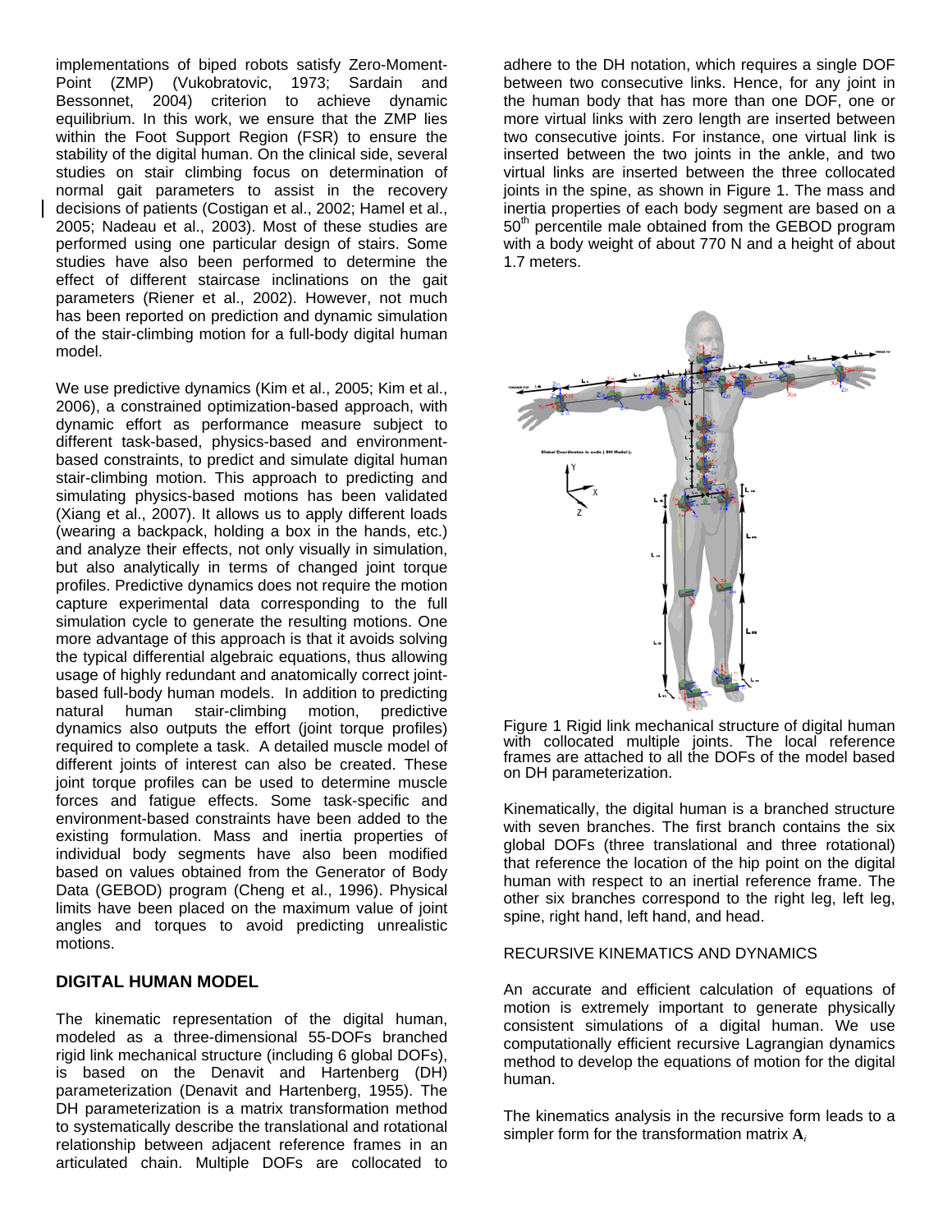implementations of biped robots satisfy Zero-Moment-Point (ZMP) (Vukobratovic, 1973; Sardain and Bessonnet, 2004) criterion to achieve dynamic equilibrium. In this work, we ensure that the ZMP lies within the Foot Support Region (FSR) to ensure the stability of the digital human. On the clinical side, several studies on stair climbing focus on determination of normal gait parameters to assist in the recovery decisions of patients (Costigan et al., 2002; Hamel et al., 2005; Nadeau et al., 2003). Most of these studies are performed using one particular design of stairs. Some studies have also been performed to determine the effect of different staircase inclinations on the gait parameters (Riener et al., 2002). However, not much has been reported on prediction and dynamic simulation of the stair-climbing motion for a full-body digital human model.

We use predictive dynamics (Kim et al., 2005; Kim et al., 2006), a constrained optimization-based approach, with dynamic effort as performance measure subject to different task-based, physics-based and environment-based constraints, to predict and simulate digital human stair-climbing motion. This approach to predicting and simulating physics-based motions has been validated (Xiang et al., 2007). It allows us to apply different loads (wearing a backpack, holding a box in the hands, etc.) and analyze their effects, not only visually in simulation, but also analytically in terms of changed joint torque profiles. Predictive dynamics does not require the motion capture experimental data corresponding to the full simulation cycle to generate the resulting motions. One more advantage of this approach is that it avoids solving the typical differential algebraic equations, thus allowing usage of highly redundant and anatomically correct joint-based full-body human models. In addition to predicting natural human stair-climbing motion, predictive dynamics also outputs the effort (joint torque profiles) required to complete a task. A detailed muscle model of different joints of interest can also be created. These joint torque profiles can be used to determine muscle forces and fatigue effects. Some task-specific and environment-based constraints have been added to the existing formulation. Mass and inertia properties of individual body segments have also been modified based on values obtained from the Generator of Body Data (GEBOD) program (Cheng et al., 1996). Physical limits have been placed on the maximum value of joint angles and torques to avoid predicting unrealistic motions.

## DIGITAL HUMAN MODEL

The kinematic representation of the digital human, modeled as a three-dimensional 55-DOFs branched rigid link mechanical structure (including 6 global DOFs), is based on the Denavit and Hartenberg (DH) parameterization (Denavit and Hartenberg, 1955). The DH parameterization is a matrix transformation method to systematically describe the translational and rotational relationship between adjacent reference frames in an articulated chain. Multiple DOFs are collocated to adhere to the DH notation, which requires a single DOF between two consecutive links. Hence, for any joint in the human body that has more than one DOF, one or more virtual links with zero length are inserted between two consecutive links. For instance, one virtual link is inserted between the two joints in the ankle, and two virtual links are inserted between the three collocated joints in the spine, as shown in Figure 1. The mass and inertia properties of each body segment are based on a 50th percentile male obtained from the GEBOD program with a body weight of about 770 N and a height of about 1.7 meters.

Figure 1 Rigid link mechanical structure of digital human with collocated multiple joints. The local reference frames are attached to all the DOFs of the model based on DH parameterization.

Kinematically, the digital human is a branched structure with seven branches. The first branch contains the six global DOFs (three translational and three rotational) that reference the location of the hip point on the digital human with respect to an inertial reference frame. The other six branches correspond to the right leg, left leg, spine, right hand, left hand, and head.

RECURSIVE KINEMATICS AND DYNAMICS

An accurate and efficient calculation of equations of motion is extremely important to generate physically consistent simulations of a digital human. We use computationally efficient recursive Lagrangian dynamics method to develop the equations of motion for the digital human.

The kinematics analysis in the recursive form leads to a simpler form for the transformation matrix $\mathbf{A}_i$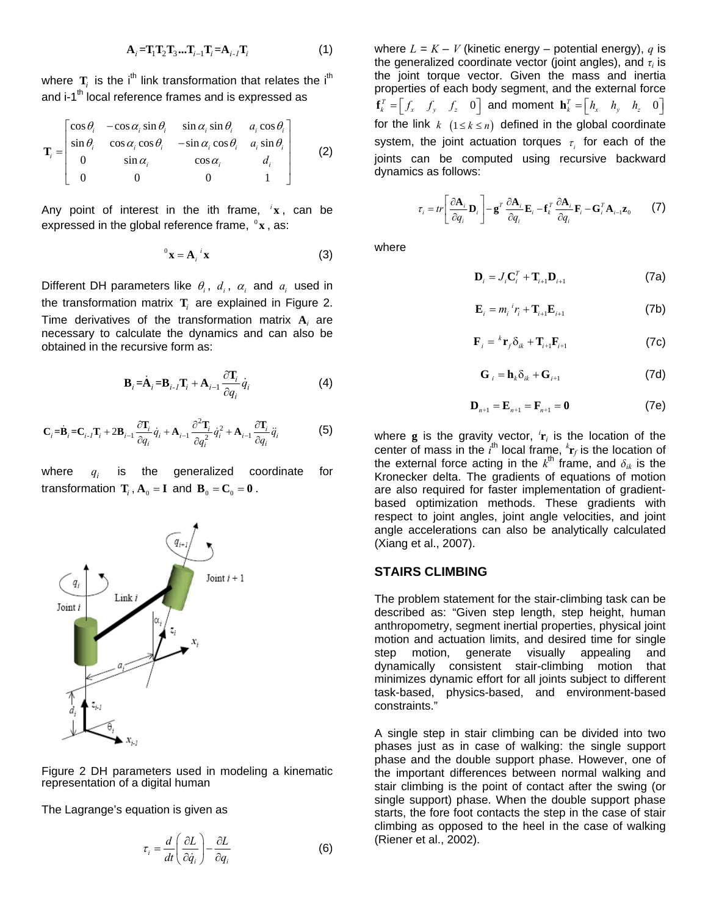$$\mathbf{A}_i = \mathbf{T}_1\mathbf{T}_2\mathbf{T}_3 \ldots \mathbf{T}_{i-1}\mathbf{T}_i = \mathbf{A}_{i-1}\mathbf{T}_i \tag{1}$$

where $\mathbf{T}_i$ is the i[th] link transformation that relates the i[th] and i-1[th] local reference frames and is expressed as

$$\mathbf{T}_i = \begin{bmatrix} \cos\theta_i & -\cos\alpha_i \sin\theta_i & \sin\alpha_i \sin\theta_i & a_i \cos\theta_i \\ \sin\theta_i & \cos\alpha_i \cos\theta_i & -\sin\alpha_i \cos\theta_i & a_i \sin\theta_i \\ 0 & \sin\alpha_i & \cos\alpha_i & d_i \\ 0 & 0 & 0 & 1 \end{bmatrix} \tag{2}$$

Any point of interest in the ith frame, ${}^{i}\mathbf{x}$, can be expressed in the global reference frame, ${}^{0}\mathbf{x}$, as:

$$^{0}\mathbf{x} = \mathbf{A}_i \, {}^{i}\mathbf{x} \tag{3}$$

Different DH parameters like $\theta_i$, $d_i$, $\alpha_i$ and $a_i$ used in the transformation matrix $\mathbf{T}_i$ are explained in Figure 2. Time derivatives of the transformation matrix $\mathbf{A}_i$ are necessary to calculate the dynamics and can also be obtained in the recursive form as:

$$\mathbf{B}_i = \dot{\mathbf{A}}_i = \mathbf{B}_{i-1}\mathbf{T}_i + \mathbf{A}_{i-1}\frac{\partial \mathbf{T}_i}{\partial q_i}\dot{q}_i \tag{4}$$

$$\mathbf{C}_i = \dot{\mathbf{B}}_i = \mathbf{C}_{i-1}\mathbf{T}_i + 2\mathbf{B}_{i-1}\frac{\partial \mathbf{T}_i}{\partial q_i}\dot{q}_i + \mathbf{A}_{i-1}\frac{\partial^2 \mathbf{T}_i}{\partial q_i^2}\dot{q}_i^2 + \mathbf{A}_{i-1}\frac{\partial \mathbf{T}_i}{\partial q_i}\ddot{q}_i \tag{5}$$

where $q_i$ is the generalized coordinate for transformation $\mathbf{T}_i$, $\mathbf{A}_0 = \mathbf{I}$ and $\mathbf{B}_0 = \mathbf{C}_0 = \mathbf{0}$.

Figure 2 DH parameters used in modeling a kinematic representation of a digital human

The Lagrange's equation is given as

$$\tau_i = \frac{d}{dt}\left(\frac{\partial L}{\partial \dot{q}_i}\right) - \frac{\partial L}{\partial q_i} \tag{6}$$

where $L = K - V$ (kinetic energy – potential energy), $q$ is the generalized coordinate vector (joint angles), and $\tau_i$ is the joint torque vector. Given the mass and inertia properties of each body segment, and the external force $\mathbf{f}_k^T = \begin{bmatrix} f_x & f_y & f_z & 0 \end{bmatrix}$ and moment $\mathbf{h}_k^T = \begin{bmatrix} h_x & h_y & h_z & 0 \end{bmatrix}$ for the link $k$ $(1 \le k \le n)$ defined in the global coordinate system, the joint actuation torques $\tau_i$ for each of the joints can be computed using recursive backward dynamics as follows:

$$\tau_i = tr\left[\frac{\partial \mathbf{A}_i}{\partial q_i}\mathbf{D}_i\right] - \mathbf{g}^T\frac{\partial \mathbf{A}_i}{\partial q_i}\mathbf{E}_i - \mathbf{f}_k^T\frac{\partial \mathbf{A}_i}{\partial q_i}\mathbf{F}_i - \mathbf{G}_i^T\mathbf{A}_{i-1}\mathbf{z}_0 \tag{7}$$

where

$$\mathbf{D}_i = J_i\mathbf{C}_i^T + \mathbf{T}_{i+1}\mathbf{D}_{i+1} \tag{7a}$$

$$\mathbf{E}_i = m_i \, {}^{i}r_i + \mathbf{T}_{i+1}\mathbf{E}_{i+1} \tag{7b}$$

$$\mathbf{F}_i = {}^{k}\mathbf{r}_f \delta_{ik} + \mathbf{T}_{i+1}\mathbf{F}_{i+1} \tag{7c}$$

$$\mathbf{G}_i = \mathbf{h}_k \delta_{ik} + \mathbf{G}_{i+1} \tag{7d}$$

$$\mathbf{D}_{n+1} = \mathbf{E}_{n+1} = \mathbf{F}_{n+1} = \mathbf{0} \tag{7e}$$

where $\mathbf{g}$ is the gravity vector, ${}^{i}\mathbf{r}_i$ is the location of the center of mass in the $i^{th}$ local frame, ${}^{k}\mathbf{r}_f$ is the location of the external force acting in the $k^{th}$ frame, and $\delta_{ik}$ is the Kronecker delta. The gradients of equations of motion are also required for faster implementation of gradient-based optimization methods. These gradients with respect to joint angles, joint angle velocities, and joint angle accelerations can also be analytically calculated (Xiang et al., 2007).

## STAIRS CLIMBING

The problem statement for the stair-climbing task can be described as: "Given step length, step height, human anthropometry, segment inertial properties, physical joint motion and actuation limits, and desired time for single step motion, generate visually appealing and dynamically consistent stair-climbing motion that minimizes dynamic effort for all joints subject to different task-based, physics-based, and environment-based constraints."

A single step in stair climbing can be divided into two phases just as in case of walking: the single support phase and the double support phase. However, one of the important differences between normal walking and stair climbing is the point of contact after the swing (or single support) phase. When the double support phase starts, the fore foot contacts the step in the case of stair climbing as opposed to the heel in the case of walking (Riener et al., 2002).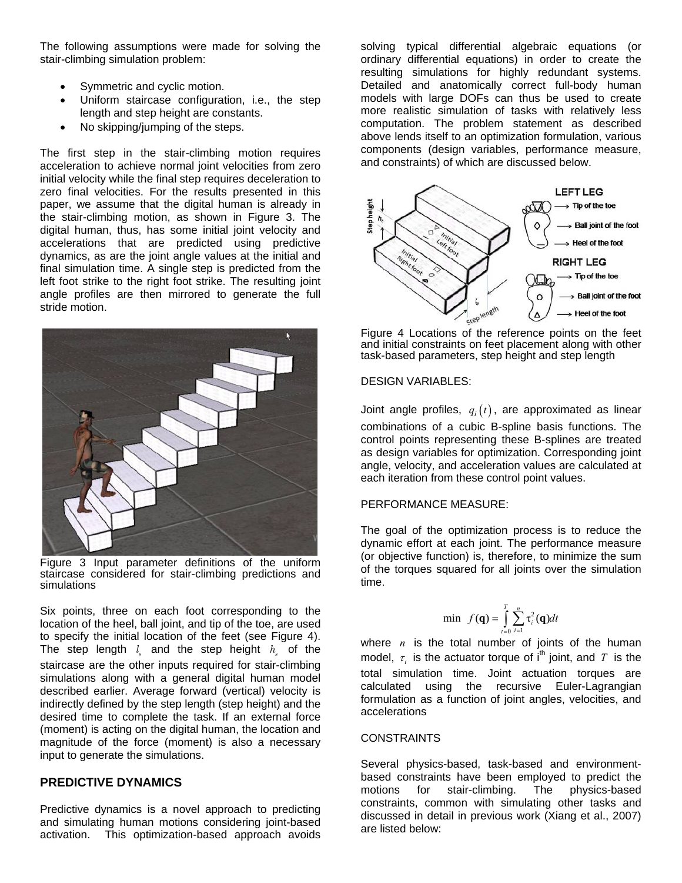The following assumptions were made for solving the stair-climbing simulation problem:

- Symmetric and cyclic motion.
- Uniform staircase configuration, i.e., the step length and step height are constants.
- No skipping/jumping of the steps.

The first step in the stair-climbing motion requires acceleration to achieve normal joint velocities from zero initial velocity while the final step requires deceleration to zero final velocities. For the results presented in this paper, we assume that the digital human is already in the stair-climbing motion, as shown in Figure 3. The digital human, thus, has some initial joint velocity and accelerations that are predicted using predictive dynamics, as are the joint angle values at the initial and final simulation time. A single step is predicted from the left foot strike to the right foot strike. The resulting joint angle profiles are then mirrored to generate the full stride motion.

Figure 3 Input parameter definitions of the uniform staircase considered for stair-climbing predictions and simulations

Six points, three on each foot corresponding to the location of the heel, ball joint, and tip of the toe, are used to specify the initial location of the feet (see Figure 4). The step length $l_s$ and the step height $h_s$ of the staircase are the other inputs required for stair-climbing simulations along with a general digital human model described earlier. Average forward (vertical) velocity is indirectly defined by the step length (step height) and the desired time to complete the task. If an external force (moment) is acting on the digital human, the location and magnitude of the force (moment) is also a necessary input to generate the simulations.

## PREDICTIVE DYNAMICS

Predictive dynamics is a novel approach to predicting and simulating human motions considering joint-based activation. This optimization-based approach avoids solving typical differential algebraic equations (or ordinary differential equations) in order to create the resulting simulations for highly redundant systems. Detailed and anatomically correct full-body human models with large DOFs can thus be used to create more realistic simulation of tasks with relatively less computation. The problem statement as described above lends itself to an optimization formulation, various components (design variables, performance measure, and constraints) of which are discussed below.

Figure 4 Locations of the reference points on the feet and initial constraints on feet placement along with other task-based parameters, step height and step length

DESIGN VARIABLES:

Joint angle profiles, $q_i(t)$, are approximated as linear combinations of a cubic B-spline basis functions. The control points representing these B-splines are treated as design variables for optimization. Corresponding joint angle, velocity, and acceleration values are calculated at each iteration from these control point values.

PERFORMANCE MEASURE:

The goal of the optimization process is to reduce the dynamic effort at each joint. The performance measure (or objective function) is, therefore, to minimize the sum of the torques squared for all joints over the simulation time.

$$\min \quad f(\mathbf{q}) = \int_{t=0}^{T} \sum_{i=1}^{n} \tau_i^2(\mathbf{q}) dt$$

where $n$ is the total number of joints of the human model, $\tau_i$ is the actuator torque of $i^{th}$ joint, and $T$ is the total simulation time. Joint actuation torques are calculated using the recursive Euler-Lagrangian formulation as a function of joint angles, velocities, and accelerations

CONSTRAINTS

Several physics-based, task-based and environment-based constraints have been employed to predict the motions for stair-climbing. The physics-based constraints, common with simulating other tasks and discussed in detail in previous work (Xiang et al., 2007) are listed below: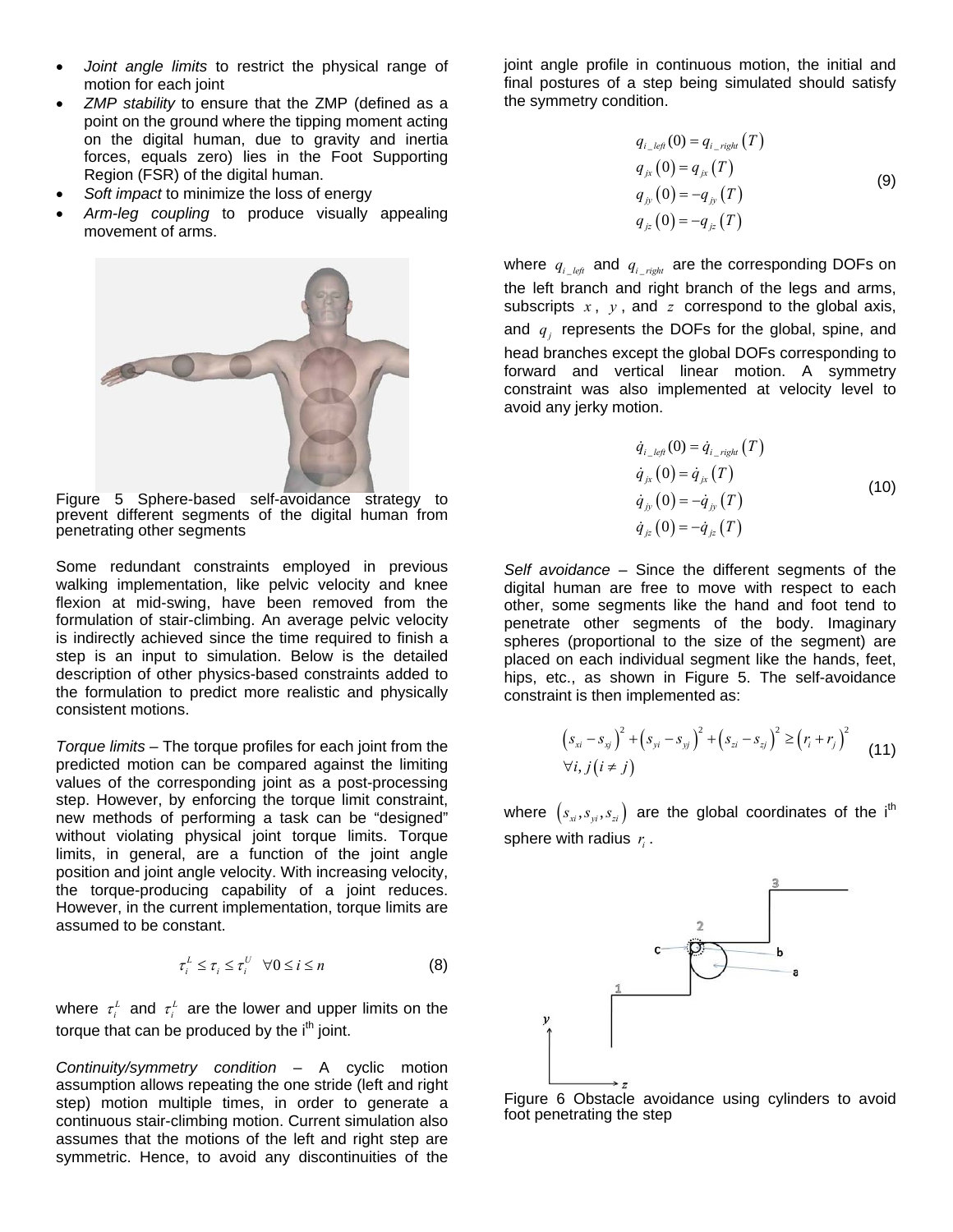- *Joint angle limits* to restrict the physical range of motion for each joint
- *ZMP stability* to ensure that the ZMP (defined as a point on the ground where the tipping moment acting on the digital human, due to gravity and inertia forces, equals zero) lies in the Foot Supporting Region (FSR) of the digital human.
- *Soft impact* to minimize the loss of energy
- *Arm-leg coupling* to produce visually appealing movement of arms.

Figure 5 Sphere-based self-avoidance strategy to prevent different segments of the digital human from penetrating other segments

Some redundant constraints employed in previous walking implementation, like pelvic velocity and knee flexion at mid-swing, have been removed from the formulation of stair-climbing. An average pelvic velocity is indirectly achieved since the time required to finish a step is an input to simulation. Below is the detailed description of other physics-based constraints added to the formulation to predict more realistic and physically consistent motions.

*Torque limits* – The torque profiles for each joint from the predicted motion can be compared against the limiting values of the corresponding joint as a post-processing step. However, by enforcing the torque limit constraint, new methods of performing a task can be "designed" without violating physical joint torque limits. Torque limits, in general, are a function of the joint angle position and joint angle velocity. With increasing velocity, the torque-producing capability of a joint reduces. However, in the current implementation, torque limits are assumed to be constant.

$$\tau_i^L \le \tau_i \le \tau_i^U \quad \forall 0 \le i \le n \tag{8}$$

where $\tau_i^L$ and $\tau_i^L$ are the lower and upper limits on the torque that can be produced by the i[th] joint.

*Continuity/symmetry condition* – A cyclic motion assumption allows repeating the one stride (left and right step) motion multiple times, in order to generate a continuous stair-climbing motion. Current simulation also assumes that the motions of the left and right step are symmetric. Hence, to avoid any discontinuities of the joint angle profile in continuous motion, the initial and final postures of a step being simulated should satisfy the symmetry condition.

$$\begin{aligned} q_{i\_left}(0) &= q_{i\_right}(T) \\ q_{jx}(0) &= q_{jx}(T) \\ q_{jy}(0) &= -q_{jy}(T) \\ q_{jz}(0) &= -q_{jz}(T) \end{aligned} \tag{9}$$

where $q_{i\_left}$ and $q_{i\_right}$ are the corresponding DOFs on the left branch and right branch of the legs and arms, subscripts $x$, $y$, and $z$ correspond to the global axis, and $q_j$ represents the DOFs for the global, spine, and head branches except the global DOFs corresponding to forward and vertical linear motion. A symmetry constraint was also implemented at velocity level to avoid any jerky motion.

$$\begin{aligned} \dot{q}_{i\_left}(0) &= \dot{q}_{i\_right}(T) \\ \dot{q}_{jx}(0) &= \dot{q}_{jx}(T) \\ \dot{q}_{jy}(0) &= -\dot{q}_{jy}(T) \\ \dot{q}_{jz}(0) &= -\dot{q}_{jz}(T) \end{aligned} \tag{10}$$

*Self avoidance* – Since the different segments of the digital human are free to move with respect to each other, some segments like the hand and foot tend to penetrate other segments of the body. Imaginary spheres (proportional to the size of the segment) are placed on each individual segment like the hands, feet, hips, etc., as shown in Figure 5. The self-avoidance constraint is then implemented as:

$$\begin{aligned} &\left(s_{xi}-s_{xj}\right)^2+\left(s_{yi}-s_{yj}\right)^2+\left(s_{zi}-s_{zj}\right)^2 \ge \left(r_i+r_j\right)^2 \\ &\forall i, j\left(i \ne j\right) \end{aligned} \tag{11}$$

where $\left(s_{xi}, s_{yi}, s_{zi}\right)$ are the global coordinates of the i[th] sphere with radius $r_i$.

Figure 6 Obstacle avoidance using cylinders to avoid foot penetrating the step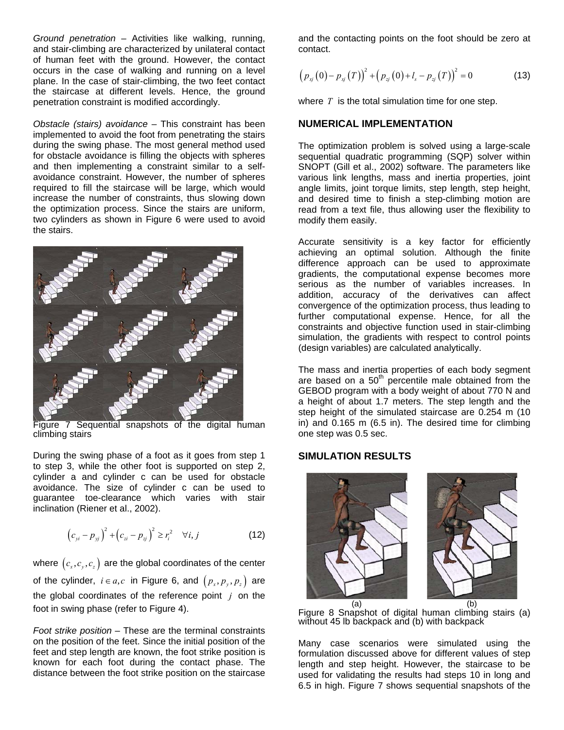*Ground penetration* – Activities like walking, running, and stair-climbing are characterized by unilateral contact of human feet with the ground. However, the contact occurs in the case of walking and running on a level plane. In the case of stair-climbing, the two feet contact the staircase at different levels. Hence, the ground penetration constraint is modified accordingly.

*Obstacle (stairs) avoidance* – This constraint has been implemented to avoid the foot from penetrating the stairs during the swing phase. The most general method used for obstacle avoidance is filling the objects with spheres and then implementing a constraint similar to a self-avoidance constraint. However, the number of spheres required to fill the staircase will be large, which would increase the number of constraints, thus slowing down the optimization process. Since the stairs are uniform, two cylinders as shown in Figure 6 were used to avoid the stairs.

Figure 7 Sequential snapshots of the digital human climbing stairs

During the swing phase of a foot as it goes from step 1 to step 3, while the other foot is supported on step 2, cylinder a and cylinder c can be used for obstacle avoidance. The size of cylinder c can be used to guarantee toe-clearance which varies with stair inclination (Riener et al., 2002).

$$\left(c_{yi} - p_{yj}\right)^2 + \left(c_{zi} - p_{zj}\right)^2 \geq r_i^2 \quad \forall i, j \tag{12}$$

where $\left(c_x, c_y, c_z\right)$ are the global coordinates of the center of the cylinder, $i \in a, c$ in Figure 6, and $\left(p_x, p_y, p_z\right)$ are the global coordinates of the reference point $j$ on the foot in swing phase (refer to Figure 4).

*Foot strike position* – These are the terminal constraints on the position of the feet. Since the initial position of the feet and step length are known, the foot strike position is known for each foot during the contact phase. The distance between the foot strike position on the staircase and the contacting points on the foot should be zero at contact.

$$\left(p_{xj}(0) - p_{xj}(T)\right)^2 + \left(p_{zj}(0) + l_s - p_{zj}(T)\right)^2 = 0 \tag{13}$$

where $T$ is the total simulation time for one step.

## NUMERICAL IMPLEMENTATION

The optimization problem is solved using a large-scale sequential quadratic programming (SQP) solver within SNOPT (Gill et al., 2002) software. The parameters like various link lengths, mass and inertia properties, joint angle limits, joint torque limits, step length, step height, and desired time to finish a step-climbing motion are read from a text file, thus allowing user the flexibility to modify them easily.

Accurate sensitivity is a key factor for efficiently achieving an optimal solution. Although the finite difference approach can be used to approximate gradients, the computational expense becomes more serious as the number of variables increases. In addition, accuracy of the derivatives can affect convergence of the optimization process, thus leading to further computational expense. Hence, for all the constraints and objective function used in stair-climbing simulation, the gradients with respect to control points (design variables) are calculated analytically.

The mass and inertia properties of each body segment are based on a 50th percentile male obtained from the GEBOD program with a body weight of about 770 N and a height of about 1.7 meters. The step length and the step height of the simulated staircase are 0.254 m (10 in) and 0.165 m (6.5 in). The desired time for climbing one step was 0.5 sec.

## SIMULATION RESULTS

(a) (b)

Figure 8 Snapshot of digital human climbing stairs (a) without 45 lb backpack and (b) with backpack

Many case scenarios were simulated using the formulation discussed above for different values of step length and step height. However, the staircase to be used for validating the results had steps 10 in long and 6.5 in high. Figure 7 shows sequential snapshots of the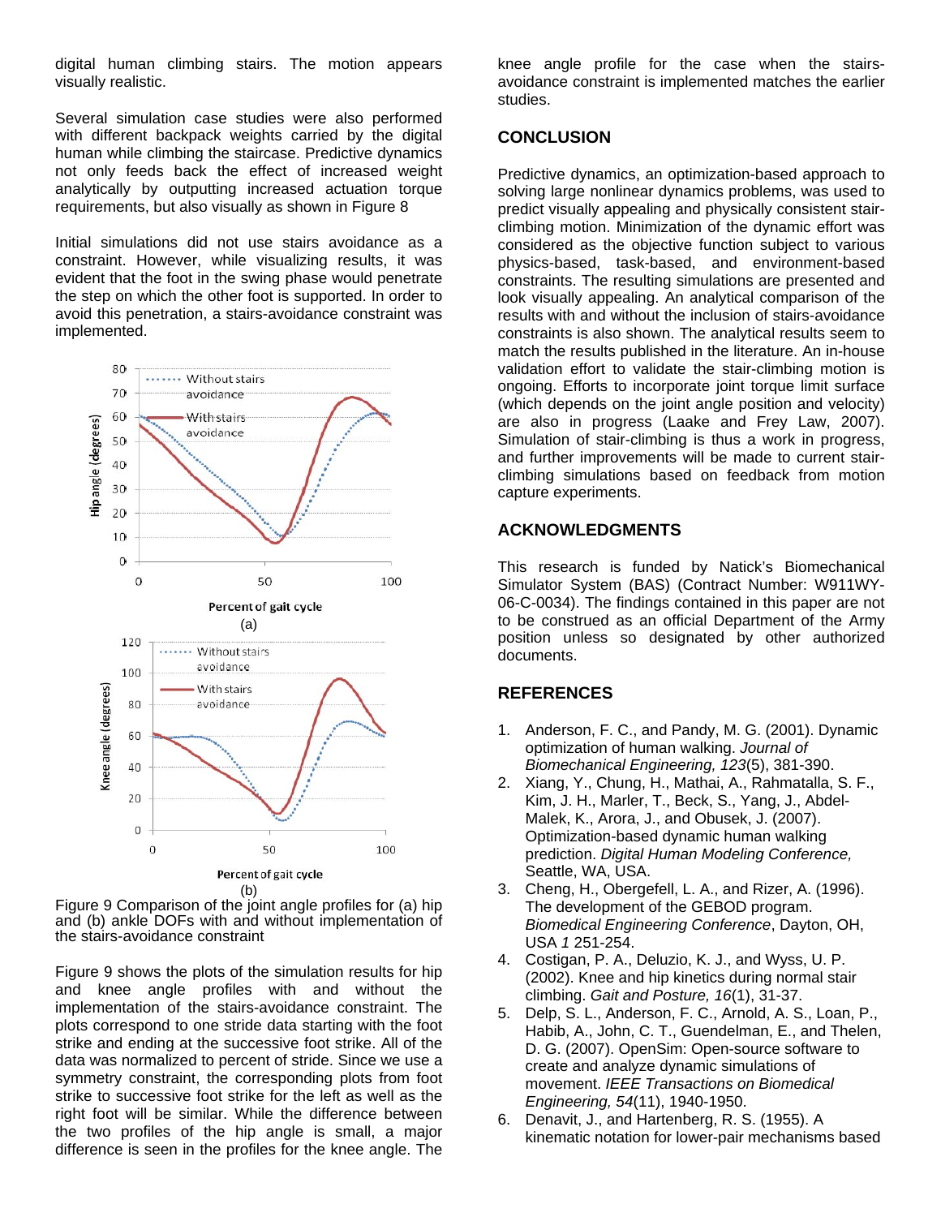digital human climbing stairs. The motion appears visually realistic.

Several simulation case studies were also performed with different backpack weights carried by the digital human while climbing the staircase. Predictive dynamics not only feeds back the effect of increased weight analytically by outputting increased actuation torque requirements, but also visually as shown in Figure 8

Initial simulations did not use stairs avoidance as a constraint. However, while visualizing results, it was evident that the foot in the swing phase would penetrate the step on which the other foot is supported. In order to avoid this penetration, a stairs-avoidance constraint was implemented.

Without stairs avoidance
With stairs avoidance
Hip angle (degrees)
0
10
20
30
40
50
60
70
80
0
50
100
Percent of gait cycle
(a)

Without stairs avoidance
With stairs avoidance
Knee angle (degrees)
0
20
40
60
80
100
120
0
50
100
Percent of gait cycle
(b)

Figure 9 Comparison of the joint angle profiles for (a) hip and (b) ankle DOFs with and without implementation of the stairs-avoidance constraint

Figure 9 shows the plots of the simulation results for hip and knee angle profiles with and without the implementation of the stairs-avoidance constraint. The plots correspond to one stride data starting with the foot strike and ending at the successive foot strike. All of the data was normalized to percent of stride. Since we use a symmetry constraint, the corresponding plots from foot strike to successive foot strike for the left as well as the right foot will be similar. While the difference between the two profiles of the hip angle is small, a major difference is seen in the profiles for the knee angle. The knee angle profile for the case when the stairs-avoidance constraint is implemented matches the earlier studies.

## CONCLUSION

Predictive dynamics, an optimization-based approach to solving large nonlinear dynamics problems, was used to predict visually appealing and physically consistent stair-climbing motion. Minimization of the dynamic effort was considered as the objective function subject to various physics-based, task-based, and environment-based constraints. The resulting simulations are presented and look visually appealing. An analytical comparison of the results with and without the inclusion of stairs-avoidance constraints is also shown. The analytical results seem to match the results published in the literature. An in-house validation effort to validate the stair-climbing motion is ongoing. Efforts to incorporate joint torque limit surface (which depends on the joint angle position and velocity) are also in progress (Laake and Frey Law, 2007). Simulation of stair-climbing is thus a work in progress, and further improvements will be made to current stair-climbing simulations based on feedback from motion capture experiments.

## ACKNOWLEDGMENTS

This research is funded by Natick's Biomechanical Simulator System (BAS) (Contract Number: W911WY-06-C-0034). The findings contained in this paper are not to be construed as an official Department of the Army position unless so designated by other authorized documents.

## REFERENCES

1. Anderson, F. C., and Pandy, M. G. (2001). Dynamic optimization of human walking. *Journal of Biomechanical Engineering, 123*(5), 381-390.
2. Xiang, Y., Chung, H., Mathai, A., Rahmatalla, S. F., Kim, J. H., Marler, T., Beck, S., Yang, J., Abdel-Malek, K., Arora, J., and Obusek, J. (2007). Optimization-based dynamic human walking prediction. *Digital Human Modeling Conference,* Seattle, WA, USA.
3. Cheng, H., Obergefell, L. A., and Rizer, A. (1996). The development of the GEBOD program. *Biomedical Engineering Conference*, Dayton, OH, USA *1* 251-254.
4. Costigan, P. A., Deluzio, K. J., and Wyss, U. P. (2002). Knee and hip kinetics during normal stair climbing. *Gait and Posture, 16*(1), 31-37.
5. Delp, S. L., Anderson, F. C., Arnold, A. S., Loan, P., Habib, A., John, C. T., Guendelman, E., and Thelen, D. G. (2007). OpenSim: Open-source software to create and analyze dynamic simulations of movement. *IEEE Transactions on Biomedical Engineering, 54*(11), 1940-1950.
6. Denavit, J., and Hartenberg, R. S. (1955). A kinematic notation for lower-pair mechanisms based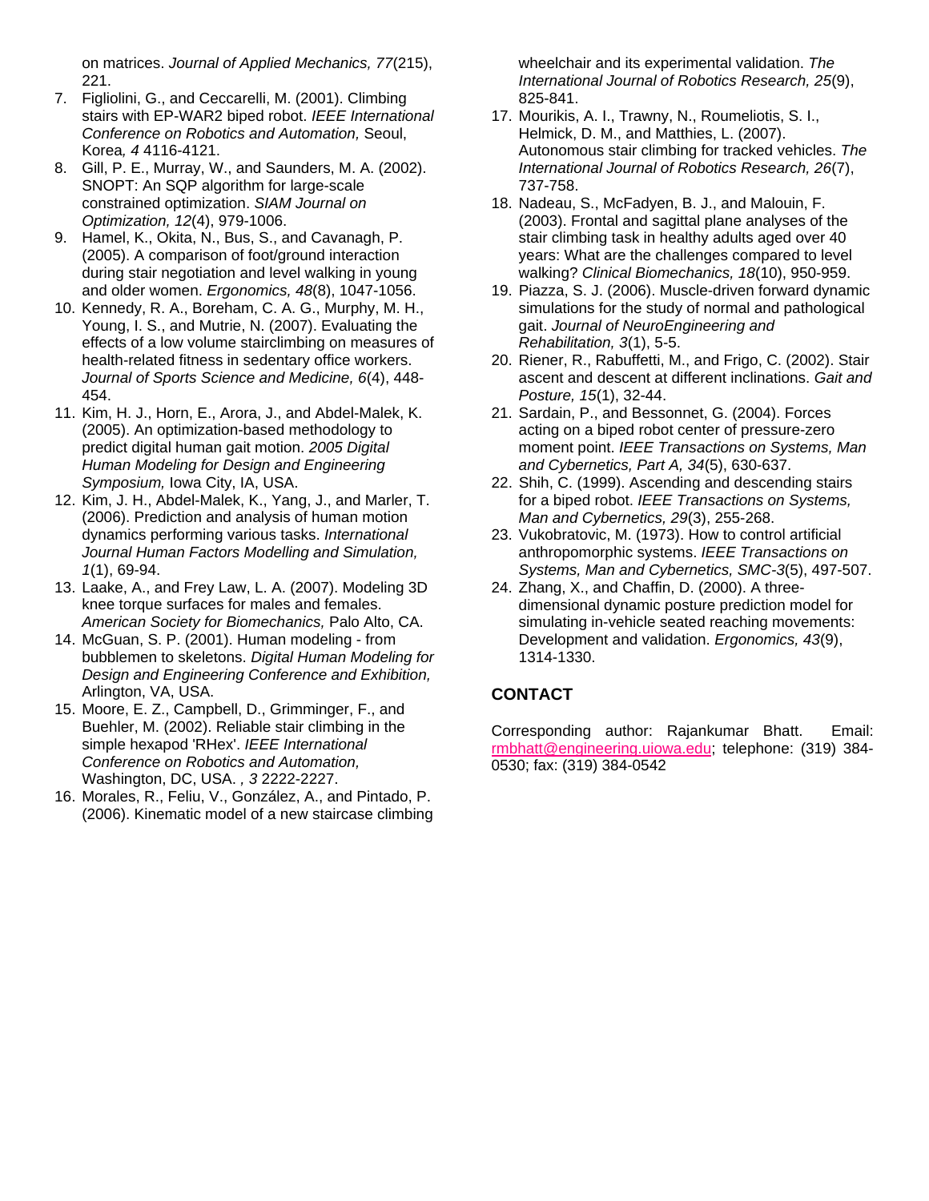on matrices. *Journal of Applied Mechanics, 77*(215), 221.

7. Figliolini, G., and Ceccarelli, M. (2001). Climbing stairs with EP-WAR2 biped robot. *IEEE International Conference on Robotics and Automation,* Seoul, Korea*, 4* 4116-4121.
8. Gill, P. E., Murray, W., and Saunders, M. A. (2002). SNOPT: An SQP algorithm for large-scale constrained optimization. *SIAM Journal on Optimization, 12*(4), 979-1006.
9. Hamel, K., Okita, N., Bus, S., and Cavanagh, P. (2005). A comparison of foot/ground interaction during stair negotiation and level walking in young and older women. *Ergonomics, 48*(8), 1047-1056.
10. Kennedy, R. A., Boreham, C. A. G., Murphy, M. H., Young, I. S., and Mutrie, N. (2007). Evaluating the effects of a low volume stairclimbing on measures of health-related fitness in sedentary office workers. *Journal of Sports Science and Medicine, 6*(4), 448-454.
11. Kim, H. J., Horn, E., Arora, J., and Abdel-Malek, K. (2005). An optimization-based methodology to predict digital human gait motion. *2005 Digital Human Modeling for Design and Engineering Symposium,* Iowa City, IA, USA.
12. Kim, J. H., Abdel-Malek, K., Yang, J., and Marler, T. (2006). Prediction and analysis of human motion dynamics performing various tasks. *International Journal Human Factors Modelling and Simulation, 1*(1), 69-94.
13. Laake, A., and Frey Law, L. A. (2007). Modeling 3D knee torque surfaces for males and females. *American Society for Biomechanics,* Palo Alto, CA.
14. McGuan, S. P. (2001). Human modeling - from bubblemen to skeletons. *Digital Human Modeling for Design and Engineering Conference and Exhibition,* Arlington, VA, USA.
15. Moore, E. Z., Campbell, D., Grimminger, F., and Buehler, M. (2002). Reliable stair climbing in the simple hexapod 'RHex'. *IEEE International Conference on Robotics and Automation,* Washington, DC, USA. *, 3* 2222-2227.
16. Morales, R., Feliu, V., González, A., and Pintado, P. (2006). Kinematic model of a new staircase climbing wheelchair and its experimental validation. *The International Journal of Robotics Research, 25*(9), 825-841.
17. Mourikis, A. I., Trawny, N., Roumeliotis, S. I., Helmick, D. M., and Matthies, L. (2007). Autonomous stair climbing for tracked vehicles. *The International Journal of Robotics Research, 26*(7), 737-758.
18. Nadeau, S., McFadyen, B. J., and Malouin, F. (2003). Frontal and sagittal plane analyses of the stair climbing task in healthy adults aged over 40 years: What are the challenges compared to level walking? *Clinical Biomechanics, 18*(10), 950-959.
19. Piazza, S. J. (2006). Muscle-driven forward dynamic simulations for the study of normal and pathological gait. *Journal of NeuroEngineering and Rehabilitation, 3*(1), 5-5.
20. Riener, R., Rabuffetti, M., and Frigo, C. (2002). Stair ascent and descent at different inclinations. *Gait and Posture, 15*(1), 32-44.
21. Sardain, P., and Bessonnet, G. (2004). Forces acting on a biped robot center of pressure-zero moment point. *IEEE Transactions on Systems, Man and Cybernetics, Part A, 34*(5), 630-637.
22. Shih, C. (1999). Ascending and descending stairs for a biped robot. *IEEE Transactions on Systems, Man and Cybernetics, 29*(3), 255-268.
23. Vukobratovic, M. (1973). How to control artificial anthropomorphic systems. *IEEE Transactions on Systems, Man and Cybernetics, SMC-3*(5), 497-507.
24. Zhang, X., and Chaffin, D. (2000). A three-dimensional dynamic posture prediction model for simulating in-vehicle seated reaching movements: Development and validation. *Ergonomics, 43*(9), 1314-1330.

## CONTACT

Corresponding author: Rajankumar Bhatt. Email: rmbhatt@engineering.uiowa.edu; telephone: (319) 384-0530; fax: (319) 384-0542